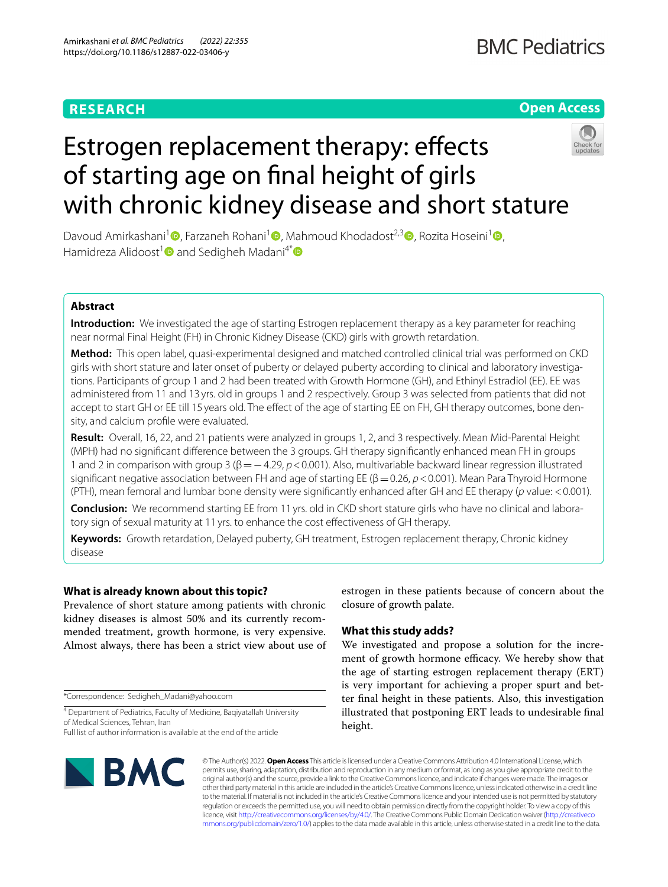# Estrogen replacement therapy: effects of starting age on final height of girls with chronic kidney disease and short stature

Davoud Amirkashani[1], Farzaneh Rohani[1], Mahmoud Khodadost[2,3], Rozita Hoseini[1], Hamidreza Alidoost[1] and Sedigheh Madani[4*]

## Abstract

**Introduction:** We investigated the age of starting Estrogen replacement therapy as a key parameter for reaching near normal Final Height (FH) in Chronic Kidney Disease (CKD) girls with growth retardation.

**Method:** This open label, quasi-experimental designed and matched controlled clinical trial was performed on CKD girls with short stature and later onset of puberty or delayed puberty according to clinical and laboratory investigations. Participants of group 1 and 2 had been treated with Growth Hormone (GH), and Ethinyl Estradiol (EE). EE was administered from 11 and 13 yrs. old in groups 1 and 2 respectively. Group 3 was selected from patients that did not accept to start GH or EE till 15 years old. The effect of the age of starting EE on FH, GH therapy outcomes, bone density, and calcium profile were evaluated.

**Result:** Overall, 16, 22, and 21 patients were analyzed in groups 1, 2, and 3 respectively. Mean Mid-Parental Height (MPH) had no significant difference between the 3 groups. GH therapy significantly enhanced mean FH in groups 1 and 2 in comparison with group 3 ($\beta = -4.29$, $p < 0.001$). Also, multivariable backward linear regression illustrated significant negative association between FH and age of starting EE ($\beta = 0.26$, $p < 0.001$). Mean Para Thyroid Hormone (PTH), mean femoral and lumbar bone density were significantly enhanced after GH and EE therapy ($p$ value: $< 0.001$).

**Conclusion:** We recommend starting EE from 11 yrs. old in CKD short stature girls who have no clinical and laboratory sign of sexual maturity at 11 yrs. to enhance the cost effectiveness of GH therapy.

**Keywords:** Growth retardation, Delayed puberty, GH treatment, Estrogen replacement therapy, Chronic kidney disease

### What is already known about this topic?

Prevalence of short stature among patients with chronic kidney diseases is almost 50% and its currently recommended treatment, growth hormone, is very expensive. Almost always, there has been a strict view about use of estrogen in these patients because of concern about the closure of growth palate.

### What this study adds?

We investigated and propose a solution for the increment of growth hormone efficacy. We hereby show that the age of starting estrogen replacement therapy (ERT) is very important for achieving a proper spurt and better final height in these patients. Also, this investigation illustrated that postponing ERT leads to undesirable final height.

*Correspondence: Sedigheh_Madani@yahoo.com

[4] Department of Pediatrics, Faculty of Medicine, Baqiyatallah University of Medical Sciences, Tehran, Iran

Full list of author information is available at the end of the article

© The Author(s) 2022. **Open Access** This article is licensed under a Creative Commons Attribution 4.0 International License, which permits use, sharing, adaptation, distribution and reproduction in any medium or format, as long as you give appropriate credit to the original author(s) and the source, provide a link to the Creative Commons licence, and indicate if changes were made. The images or other third party material in this article are included in the article's Creative Commons licence, unless indicated otherwise in a credit line to the material. If material is not included in the article's Creative Commons licence and your intended use is not permitted by statutory regulation or exceeds the permitted use, you will need to obtain permission directly from the copyright holder. To view a copy of this licence, visit http://creativecommons.org/licenses/by/4.0/. The Creative Commons Public Domain Dedication waiver (http://creativecommons.org/publicdomain/zero/1.0/) applies to the data made available in this article, unless otherwise stated in a credit line to the data.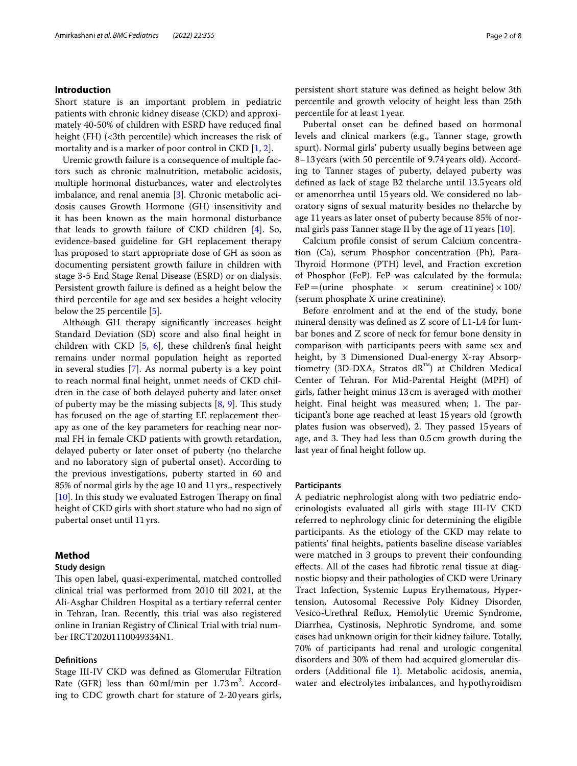## Introduction

Short stature is an important problem in pediatric patients with chronic kidney disease (CKD) and approximately 40-50% of children with ESRD have reduced final height (FH) (<3th percentile) which increases the risk of mortality and is a marker of poor control in CKD [1, 2].

Uremic growth failure is a consequence of multiple factors such as chronic malnutrition, metabolic acidosis, multiple hormonal disturbances, water and electrolytes imbalance, and renal anemia [3]. Chronic metabolic acidosis causes Growth Hormone (GH) insensitivity and it has been known as the main hormonal disturbance that leads to growth failure of CKD children [4]. So, evidence-based guideline for GH replacement therapy has proposed to start appropriate dose of GH as soon as documenting persistent growth failure in children with stage 3-5 End Stage Renal Disease (ESRD) or on dialysis. Persistent growth failure is defined as a height below the third percentile for age and sex besides a height velocity below the 25 percentile [5].

Although GH therapy significantly increases height Standard Deviation (SD) score and also final height in children with CKD [5, 6], these children's final height remains under normal population height as reported in several studies [7]. As normal puberty is a key point to reach normal final height, unmet needs of CKD children in the case of both delayed puberty and later onset of puberty may be the missing subjects [8, 9]. This study has focused on the age of starting EE replacement therapy as one of the key parameters for reaching near normal FH in female CKD patients with growth retardation, delayed puberty or later onset of puberty (no thelarche and no laboratory sign of pubertal onset). According to the previous investigations, puberty started in 60 and 85% of normal girls by the age 10 and 11 yrs., respectively [10]. In this study we evaluated Estrogen Therapy on final height of CKD girls with short stature who had no sign of pubertal onset until 11 yrs.

## Method

### Study design

This open label, quasi-experimental, matched controlled clinical trial was performed from 2010 till 2021, at the Ali-Asghar Children Hospital as a tertiary referral center in Tehran, Iran. Recently, this trial was also registered online in Iranian Registry of Clinical Trial with trial number IRCT20201110049334N1.

### Definitions

Stage III-IV CKD was defined as Glomerular Filtration Rate (GFR) less than 60 ml/min per 1.73 m$^2$. According to CDC growth chart for stature of 2-20 years girls, persistent short stature was defined as height below 3th percentile and growth velocity of height less than 25th percentile for at least 1 year.

Pubertal onset can be defined based on hormonal levels and clinical markers (e.g., Tanner stage, growth spurt). Normal girls' puberty usually begins between age 8–13 years (with 50 percentile of 9.74 years old). According to Tanner stages of puberty, delayed puberty was defined as lack of stage B2 thelarche until 13.5 years old or amenorrhea until 15 years old. We considered no laboratory signs of sexual maturity besides no thelarche by age 11 years as later onset of puberty because 85% of normal girls pass Tanner stage II by the age of 11 years [10].

Calcium profile consist of serum Calcium concentration (Ca), serum Phosphor concentration (Ph), Para-Thyroid Hormone (PTH) level, and Fraction excretion of Phosphor (FeP). FeP was calculated by the formula: FeP = (urine phosphate × serum creatinine) × 100/ (serum phosphate X urine creatinine).

Before enrolment and at the end of the study, bone mineral density was defined as Z score of L1-L4 for lumbar bones and Z score of neck for femur bone density in comparison with participants peers with same sex and height, by 3 Dimensioned Dual-energy X-ray Absorptiometry (3D-DXA, Stratos dR™) at Children Medical Center of Tehran. For Mid-Parental Height (MPH) of girls, father height minus 13 cm is averaged with mother height. Final height was measured when; 1. The participant's bone age reached at least 15 years old (growth plates fusion was observed), 2. They passed 15 years of age, and 3. They had less than 0.5 cm growth during the last year of final height follow up.

### Participants

A pediatric nephrologist along with two pediatric endocrinologists evaluated all girls with stage III-IV CKD referred to nephrology clinic for determining the eligible participants. As the etiology of the CKD may relate to patients' final heights, patients baseline disease variables were matched in 3 groups to prevent their confounding effects. All of the cases had fibrotic renal tissue at diagnostic biopsy and their pathologies of CKD were Urinary Tract Infection, Systemic Lupus Erythematous, Hypertension, Autosomal Recessive Poly Kidney Disorder, Vesico-Urethral Reflux, Hemolytic Uremic Syndrome, Diarrhea, Cystinosis, Nephrotic Syndrome, and some cases had unknown origin for their kidney failure. Totally, 70% of participants had renal and urologic congenital disorders and 30% of them had acquired glomerular disorders (Additional file 1). Metabolic acidosis, anemia, water and electrolytes imbalances, and hypothyroidism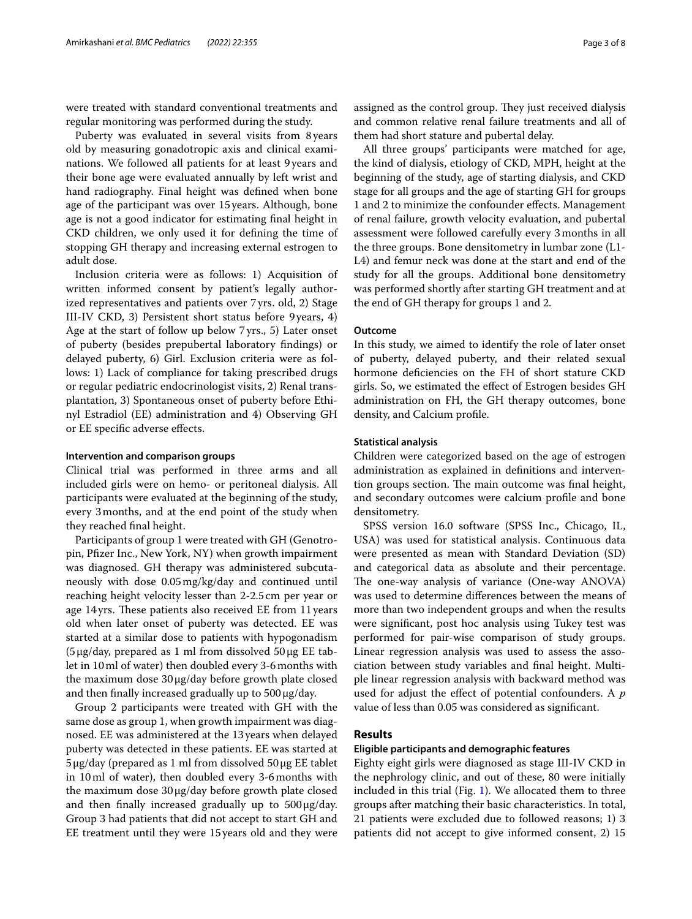were treated with standard conventional treatments and regular monitoring was performed during the study.

Puberty was evaluated in several visits from 8 years old by measuring gonadotropic axis and clinical examinations. We followed all patients for at least 9 years and their bone age were evaluated annually by left wrist and hand radiography. Final height was defined when bone age of the participant was over 15 years. Although, bone age is not a good indicator for estimating final height in CKD children, we only used it for defining the time of stopping GH therapy and increasing external estrogen to adult dose.

Inclusion criteria were as follows: 1) Acquisition of written informed consent by patient's legally authorized representatives and patients over 7 yrs. old, 2) Stage III-IV CKD, 3) Persistent short status before 9 years, 4) Age at the start of follow up below 7 yrs., 5) Later onset of puberty (besides prepubertal laboratory findings) or delayed puberty, 6) Girl. Exclusion criteria were as follows: 1) Lack of compliance for taking prescribed drugs or regular pediatric endocrinologist visits, 2) Renal transplantation, 3) Spontaneous onset of puberty before Ethinyl Estradiol (EE) administration and 4) Observing GH or EE specific adverse effects.

### Intervention and comparison groups

Clinical trial was performed in three arms and all included girls were on hemo- or peritoneal dialysis. All participants were evaluated at the beginning of the study, every 3 months, and at the end point of the study when they reached final height.

Participants of group 1 were treated with GH (Genotropin, Pfizer Inc., New York, NY) when growth impairment was diagnosed. GH therapy was administered subcutaneously with dose 0.05 mg/kg/day and continued until reaching height velocity lesser than 2-2.5 cm per year or age 14 yrs. These patients also received EE from 11 years old when later onset of puberty was detected. EE was started at a similar dose to patients with hypogonadism (5 μg/day, prepared as 1 ml from dissolved 50 μg EE tablet in 10 ml of water) then doubled every 3-6 months with the maximum dose 30 μg/day before growth plate closed and then finally increased gradually up to 500 μg/day.

Group 2 participants were treated with GH with the same dose as group 1, when growth impairment was diagnosed. EE was administered at the 13 years when delayed puberty was detected in these patients. EE was started at 5 μg/day (prepared as 1 ml from dissolved 50 μg EE tablet in 10 ml of water), then doubled every 3-6 months with the maximum dose 30 μg/day before growth plate closed and then finally increased gradually up to 500 μg/day. Group 3 had patients that did not accept to start GH and EE treatment until they were 15 years old and they were assigned as the control group. They just received dialysis and common relative renal failure treatments and all of them had short stature and pubertal delay.

All three groups' participants were matched for age, the kind of dialysis, etiology of CKD, MPH, height at the beginning of the study, age of starting dialysis, and CKD stage for all groups and the age of starting GH for groups 1 and 2 to minimize the confounder effects. Management of renal failure, growth velocity evaluation, and pubertal assessment were followed carefully every 3 months in all the three groups. Bone densitometry in lumbar zone (L1-L4) and femur neck was done at the start and end of the study for all the groups. Additional bone densitometry was performed shortly after starting GH treatment and at the end of GH therapy for groups 1 and 2.

### Outcome

In this study, we aimed to identify the role of later onset of puberty, delayed puberty, and their related sexual hormone deficiencies on the FH of short stature CKD girls. So, we estimated the effect of Estrogen besides GH administration on FH, the GH therapy outcomes, bone density, and Calcium profile.

### Statistical analysis

Children were categorized based on the age of estrogen administration as explained in definitions and intervention groups section. The main outcome was final height, and secondary outcomes were calcium profile and bone densitometry.

SPSS version 16.0 software (SPSS Inc., Chicago, IL, USA) was used for statistical analysis. Continuous data were presented as mean with Standard Deviation (SD) and categorical data as absolute and their percentage. The one-way analysis of variance (One-way ANOVA) was used to determine differences between the means of more than two independent groups and when the results were significant, post hoc analysis using Tukey test was performed for pair-wise comparison of study groups. Linear regression analysis was used to assess the association between study variables and final height. Multiple linear regression analysis with backward method was used for adjust the effect of potential confounders. A *p* value of less than 0.05 was considered as significant.

## Results

### Eligible participants and demographic features

Eighty eight girls were diagnosed as stage III-IV CKD in the nephrology clinic, and out of these, 80 were initially included in this trial (Fig. 1). We allocated them to three groups after matching their basic characteristics. In total, 21 patients were excluded due to followed reasons; 1) 3 patients did not accept to give informed consent, 2) 15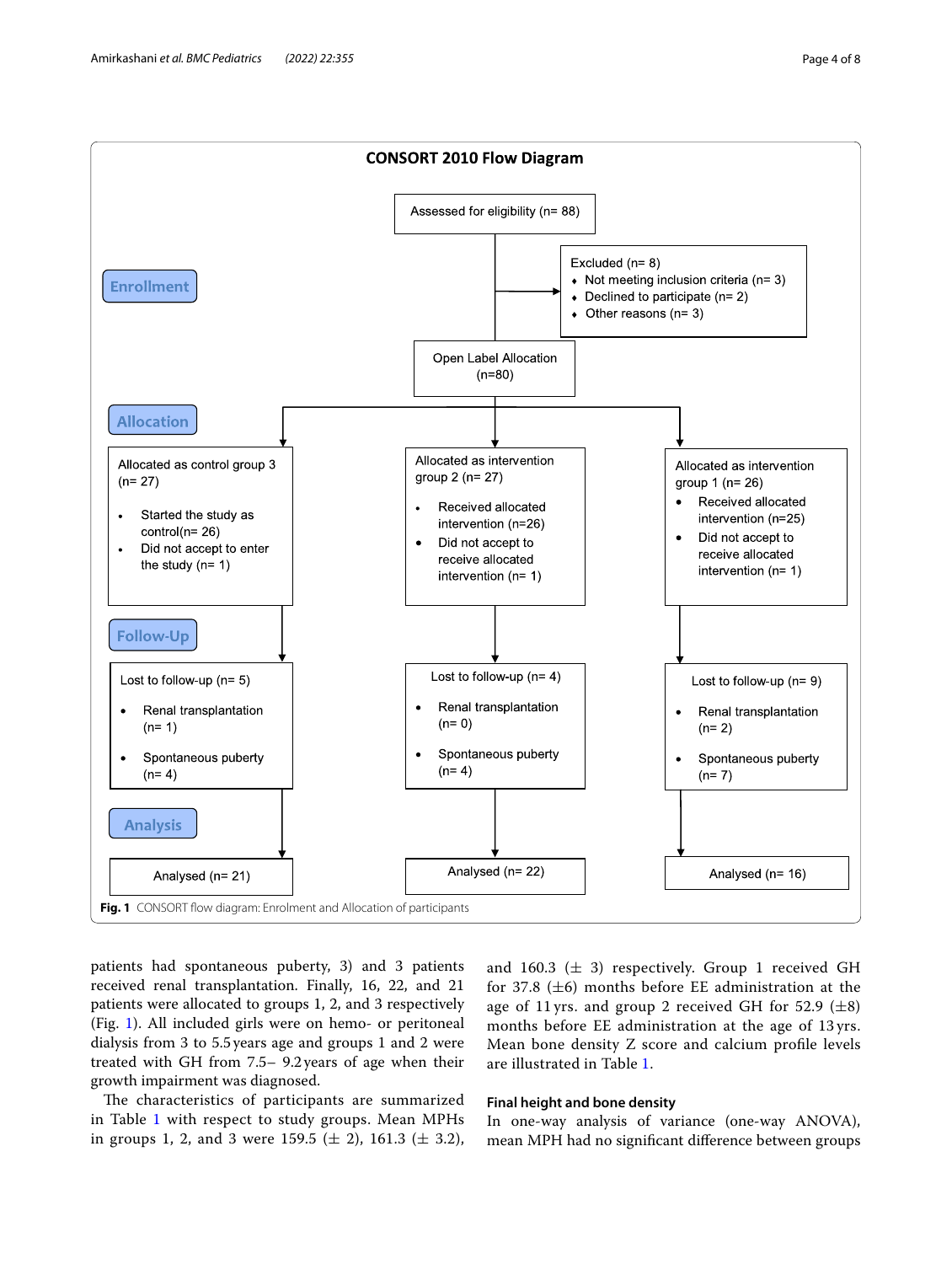**CONSORT 2010 Flow Diagram**

**Enrollment**

Assessed for eligibility (n= 88)

Excluded (n= 8)
- Not meeting inclusion criteria (n= 3)
- Declined to participate (n= 2)
- Other reasons (n= 3)

Open Label Allocation (n=80)

**Allocation**

Allocated as control group 3 (n= 27)
- Started the study as control(n= 26)
- Did not accept to enter the study (n= 1)

Allocated as intervention group 2 (n= 27)
- Received allocated intervention (n=26)
- Did not accept to receive allocated intervention (n= 1)

Allocated as intervention group 1 (n= 26)
- Received allocated intervention (n=25)
- Did not accept to receive allocated intervention (n= 1)

**Follow-Up**

Lost to follow-up (n= 5)
- Renal transplantation (n= 1)
- Spontaneous puberty (n= 4)

Lost to follow-up (n= 4)
- Renal transplantation (n= 0)
- Spontaneous puberty (n= 4)

Lost to follow-up (n= 9)
- Renal transplantation (n= 2)
- Spontaneous puberty (n= 7)

**Analysis**

Analysed (n= 21)

Analysed (n= 22)

Analysed (n= 16)

**Fig. 1** CONSORT flow diagram: Enrolment and Allocation of participants

patients had spontaneous puberty, 3) and 3 patients received renal transplantation. Finally, 16, 22, and 21 patients were allocated to groups 1, 2, and 3 respectively (Fig. 1). All included girls were on hemo- or peritoneal dialysis from 3 to 5.5 years age and groups 1 and 2 were treated with GH from 7.5– 9.2 years of age when their growth impairment was diagnosed.

The characteristics of participants are summarized in Table 1 with respect to study groups. Mean MPHs in groups 1, 2, and 3 were 159.5 (± 2), 161.3 (± 3.2), and 160.3 (± 3) respectively. Group 1 received GH for 37.8 (±6) months before EE administration at the age of 11 yrs. and group 2 received GH for 52.9 (±8) months before EE administration at the age of 13 yrs. Mean bone density Z score and calcium profile levels are illustrated in Table 1.

### Final height and bone density

In one-way analysis of variance (one-way ANOVA), mean MPH had no significant difference between groups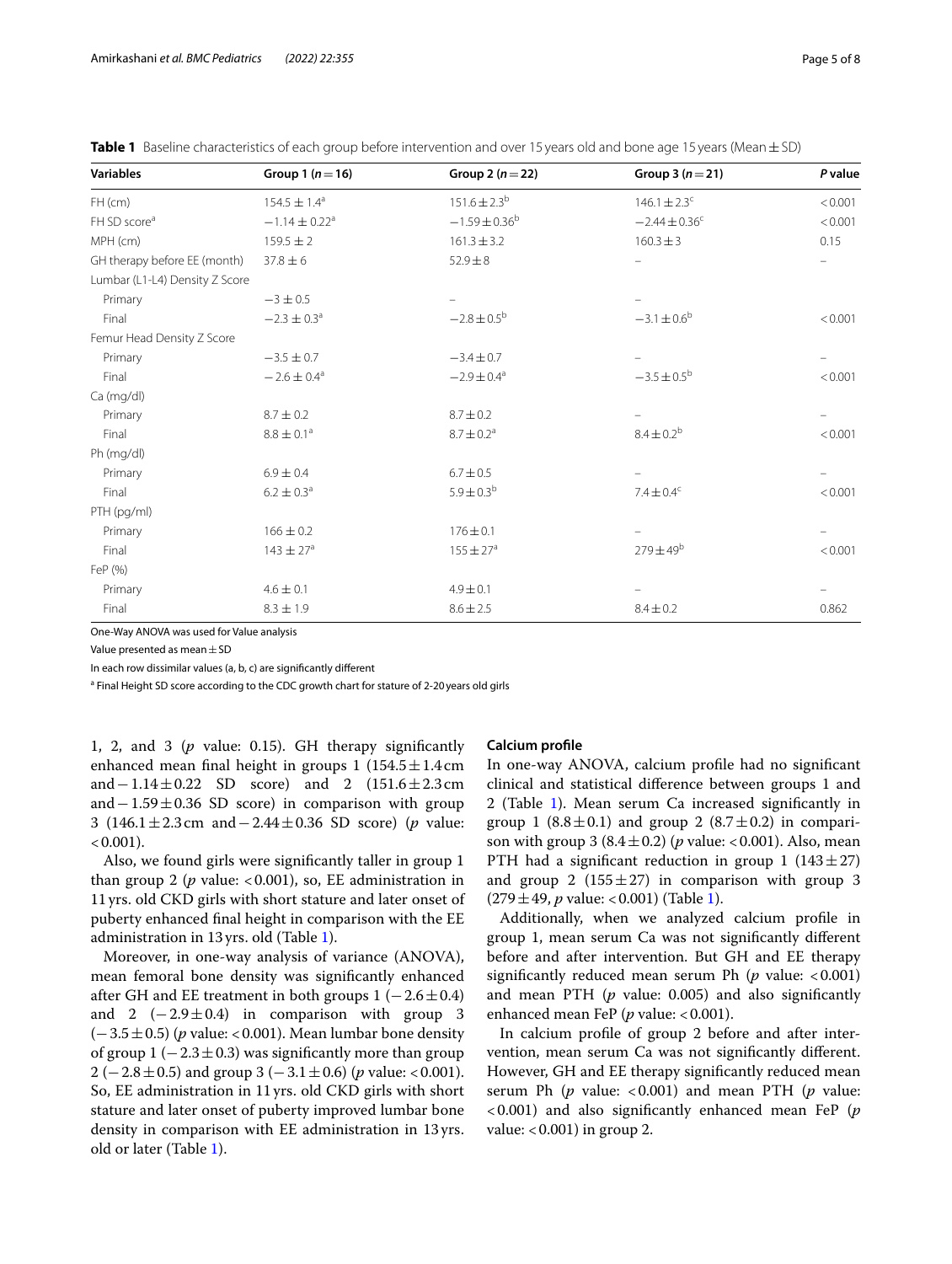**Table 1** Baseline characteristics of each group before intervention and over 15 years old and bone age 15 years (Mean ± SD)

| Variables | Group 1 ($n=16$) | Group 2 ($n=22$) | Group 3 ($n=21$) | *P* value |
|---|---|---|---|---|
| FH (cm) | 154.5 ± 1.4[a] | 151.6 ± 2.3[b] | 146.1 ± 2.3[c] | < 0.001 |
| FH SD score[a] | −1.14 ± 0.22[a] | −1.59 ± 0.36[b] | −2.44 ± 0.36[c] | < 0.001 |
| MPH (cm) | 159.5 ± 2 | 161.3 ± 3.2 | 160.3 ± 3 | 0.15 |
| GH therapy before EE (month) | 37.8 ± 6 | 52.9 ± 8 | – | – |
| Lumbar (L1-L4) Density Z Score | | | | |
| Primary | −3 ± 0.5 | – | – | |
| Final | −2.3 ± 0.3[a] | −2.8 ± 0.5[b] | −3.1 ± 0.6[b] | < 0.001 |
| Femur Head Density Z Score | | | | |
| Primary | −3.5 ± 0.7 | −3.4 ± 0.7 | – | – |
| Final | − 2.6 ± 0.4[a] | −2.9 ± 0.4[a] | −3.5 ± 0.5[b] | < 0.001 |
| Ca (mg/dl) | | | | |
| Primary | 8.7 ± 0.2 | 8.7 ± 0.2 | – | – |
| Final | 8.8 ± 0.1[a] | 8.7 ± 0.2[a] | 8.4 ± 0.2[b] | < 0.001 |
| Ph (mg/dl) | | | | |
| Primary | 6.9 ± 0.4 | 6.7 ± 0.5 | – | – |
| Final | 6.2 ± 0.3[a] | 5.9 ± 0.3[b] | 7.4 ± 0.4[c] | < 0.001 |
| PTH (pg/ml) | | | | |
| Primary | 166 ± 0.2 | 176 ± 0.1 | – | – |
| Final | 143 ± 27[a] | 155 ± 27[a] | 279 ± 49[b] | < 0.001 |
| FeP (%) | | | | |
| Primary | 4.6 ± 0.1 | 4.9 ± 0.1 | – | – |
| Final | 8.3 ± 1.9 | 8.6 ± 2.5 | 8.4 ± 0.2 | 0.862 |

One-Way ANOVA was used for Value analysis

Value presented as mean ± SD

In each row dissimilar values (a, b, c) are significantly different

[a] Final Height SD score according to the CDC growth chart for stature of 2-20 years old girls

1, 2, and 3 (*p* value: 0.15). GH therapy significantly enhanced mean final height in groups 1 (154.5 ± 1.4 cm and − 1.14 ± 0.22 SD score) and 2 (151.6 ± 2.3 cm and − 1.59 ± 0.36 SD score) in comparison with group 3 (146.1 ± 2.3 cm and − 2.44 ± 0.36 SD score) (*p* value: < 0.001).

Also, we found girls were significantly taller in group 1 than group 2 (*p* value: < 0.001), so, EE administration in 11 yrs. old CKD girls with short stature and later onset of puberty enhanced final height in comparison with the EE administration in 13 yrs. old (Table 1).

Moreover, in one-way analysis of variance (ANOVA), mean femoral bone density was significantly enhanced after GH and EE treatment in both groups 1 (− 2.6 ± 0.4) and 2 (− 2.9 ± 0.4) in comparison with group 3 (− 3.5 ± 0.5) (*p* value: < 0.001). Mean lumbar bone density of group 1 (− 2.3 ± 0.3) was significantly more than group 2 (− 2.8 ± 0.5) and group 3 (− 3.1 ± 0.6) (*p* value: < 0.001). So, EE administration in 11 yrs. old CKD girls with short stature and later onset of puberty improved lumbar bone density in comparison with EE administration in 13 yrs. old or later (Table 1).

### Calcium profile

In one-way ANOVA, calcium profile had no significant clinical and statistical difference between groups 1 and 2 (Table 1). Mean serum Ca increased significantly in group 1 (8.8 ± 0.1) and group 2 (8.7 ± 0.2) in comparison with group 3 (8.4 ± 0.2) (*p* value: < 0.001). Also, mean PTH had a significant reduction in group 1 (143 ± 27) and group 2 (155 ± 27) in comparison with group 3 (279 ± 49, *p* value: < 0.001) (Table 1).

Additionally, when we analyzed calcium profile in group 1, mean serum Ca was not significantly different before and after intervention. But GH and EE therapy significantly reduced mean serum Ph (*p* value: < 0.001) and mean PTH (*p* value: 0.005) and also significantly enhanced mean FeP (*p* value: < 0.001).

In calcium profile of group 2 before and after intervention, mean serum Ca was not significantly different. However, GH and EE therapy significantly reduced mean serum Ph (*p* value: < 0.001) and mean PTH (*p* value: < 0.001) and also significantly enhanced mean FeP (*p* value: < 0.001) in group 2.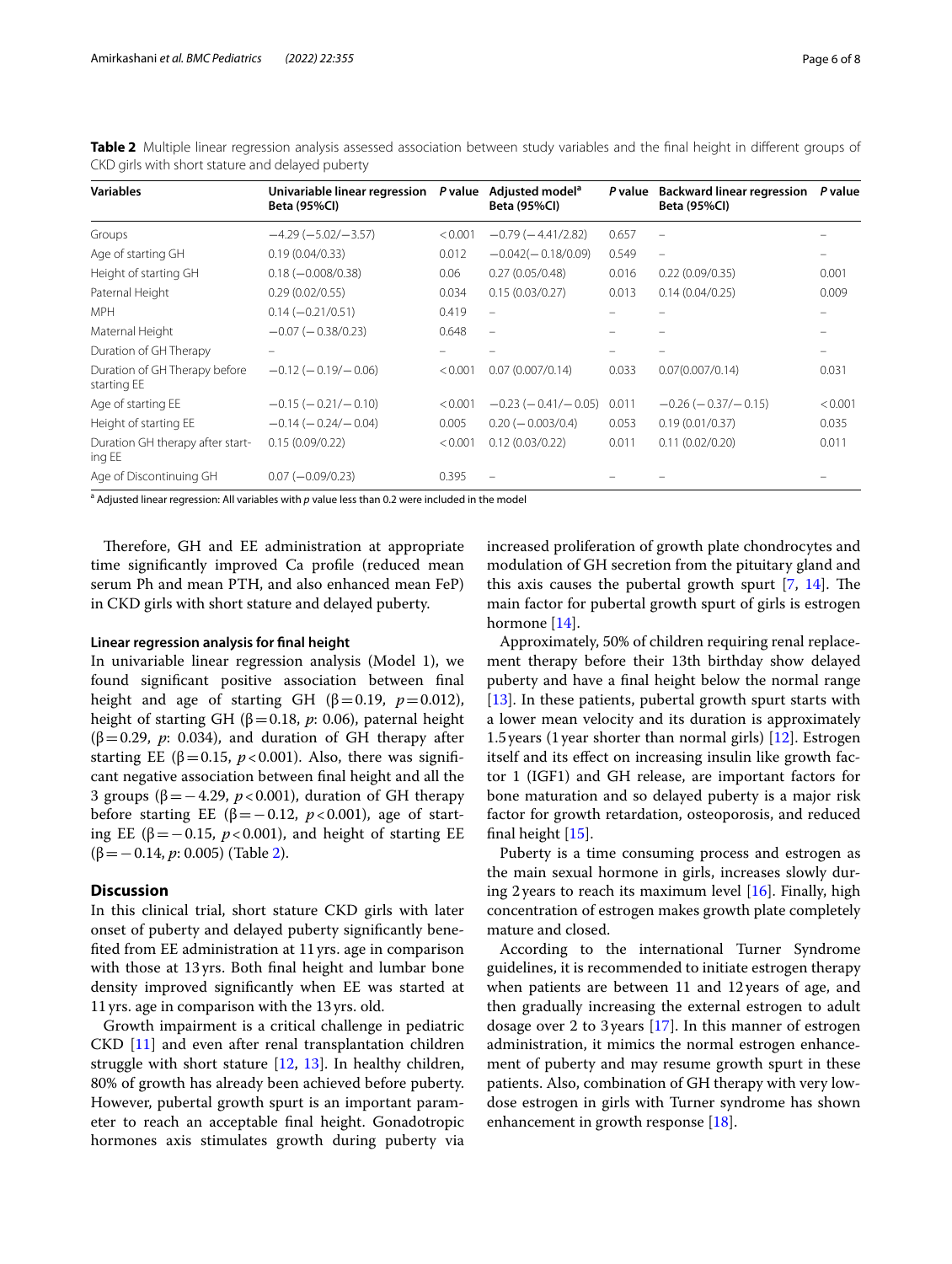**Table 2** Multiple linear regression analysis assessed association between study variables and the final height in different groups of CKD girls with short stature and delayed puberty

| Variables | Univariable linear regression Beta (95%CI) | P value | Adjusted model[a] Beta (95%CI) | P value | Backward linear regression Beta (95%CI) | P value |
|---|---|---|---|---|---|---|
| Groups | −4.29 (−5.02/−3.57) | < 0.001 | −0.79 (−4.41/2.82) | 0.657 | – | – |
| Age of starting GH | 0.19 (0.04/0.33) | 0.012 | −0.042(−0.18/0.09) | 0.549 | – | – |
| Height of starting GH | 0.18 (−0.008/0.38) | 0.06 | 0.27 (0.05/0.48) | 0.016 | 0.22 (0.09/0.35) | 0.001 |
| Paternal Height | 0.29 (0.02/0.55) | 0.034 | 0.15 (0.03/0.27) | 0.013 | 0.14 (0.04/0.25) | 0.009 |
| MPH | 0.14 (−0.21/0.51) | 0.419 | – | – | – | – |
| Maternal Height | −0.07 (−0.38/0.23) | 0.648 | – | – | – | – |
| Duration of GH Therapy | – | – | – | – | – | – |
| Duration of GH Therapy before starting EE | −0.12 (−0.19/−0.06) | < 0.001 | 0.07 (0.007/0.14) | 0.033 | 0.07(0.007/0.14) | 0.031 |
| Age of starting EE | −0.15 (−0.21/−0.10) | < 0.001 | −0.23 (−0.41/−0.05) | 0.011 | −0.26 (−0.37/−0.15) | < 0.001 |
| Height of starting EE | −0.14 (−0.24/−0.04) | 0.005 | 0.20 (−0.003/0.4) | 0.053 | 0.19 (0.01/0.37) | 0.035 |
| Duration GH therapy after starting EE | 0.15 (0.09/0.22) | < 0.001 | 0.12 (0.03/0.22) | 0.011 | 0.11 (0.02/0.20) | 0.011 |
| Age of Discontinuing GH | 0.07 (−0.09/0.23) | 0.395 | – | – | – | – |

[a] Adjusted linear regression: All variables with p value less than 0.2 were included in the model

Therefore, GH and EE administration at appropriate time significantly improved Ca profile (reduced mean serum Ph and mean PTH, and also enhanced mean FeP) in CKD girls with short stature and delayed puberty.

#### Linear regression analysis for final height

In univariable linear regression analysis (Model 1), we found significant positive association between final height and age of starting GH ($\beta = 0.19$, $p = 0.012$), height of starting GH ($\beta = 0.18$, $p$: 0.06), paternal height ($\beta = 0.29$, $p$: 0.034), and duration of GH therapy after starting EE ($\beta = 0.15$, $p < 0.001$). Also, there was significant negative association between final height and all the 3 groups ($\beta = -4.29$, $p < 0.001$), duration of GH therapy before starting EE ($\beta = -0.12$, $p < 0.001$), age of starting EE ($\beta = -0.15$, $p < 0.001$), and height of starting EE ($\beta = -0.14$, $p$: 0.005) (Table 2).

## Discussion

In this clinical trial, short stature CKD girls with later onset of puberty and delayed puberty significantly benefited from EE administration at 11 yrs. age in comparison with those at 13 yrs. Both final height and lumbar bone density improved significantly when EE was started at 11 yrs. age in comparison with the 13 yrs. old.

Growth impairment is a critical challenge in pediatric CKD [11] and even after renal transplantation children struggle with short stature [12, 13]. In healthy children, 80% of growth has already been achieved before puberty. However, pubertal growth spurt is an important parameter to reach an acceptable final height. Gonadotropic hormones axis stimulates growth during puberty via increased proliferation of growth plate chondrocytes and modulation of GH secretion from the pituitary gland and this axis causes the pubertal growth spurt [7, 14]. The main factor for pubertal growth spurt of girls is estrogen hormone [14].

Approximately, 50% of children requiring renal replacement therapy before their 13th birthday show delayed puberty and have a final height below the normal range [13]. In these patients, pubertal growth spurt starts with a lower mean velocity and its duration is approximately 1.5 years (1 year shorter than normal girls) [12]. Estrogen itself and its effect on increasing insulin like growth factor 1 (IGF1) and GH release, are important factors for bone maturation and so delayed puberty is a major risk factor for growth retardation, osteoporosis, and reduced final height [15].

Puberty is a time consuming process and estrogen as the main sexual hormone in girls, increases slowly during 2 years to reach its maximum level [16]. Finally, high concentration of estrogen makes growth plate completely mature and closed.

According to the international Turner Syndrome guidelines, it is recommended to initiate estrogen therapy when patients are between 11 and 12 years of age, and then gradually increasing the external estrogen to adult dosage over 2 to 3 years [17]. In this manner of estrogen administration, it mimics the normal estrogen enhancement of puberty and may resume growth spurt in these patients. Also, combination of GH therapy with very low-dose estrogen in girls with Turner syndrome has shown enhancement in growth response [18].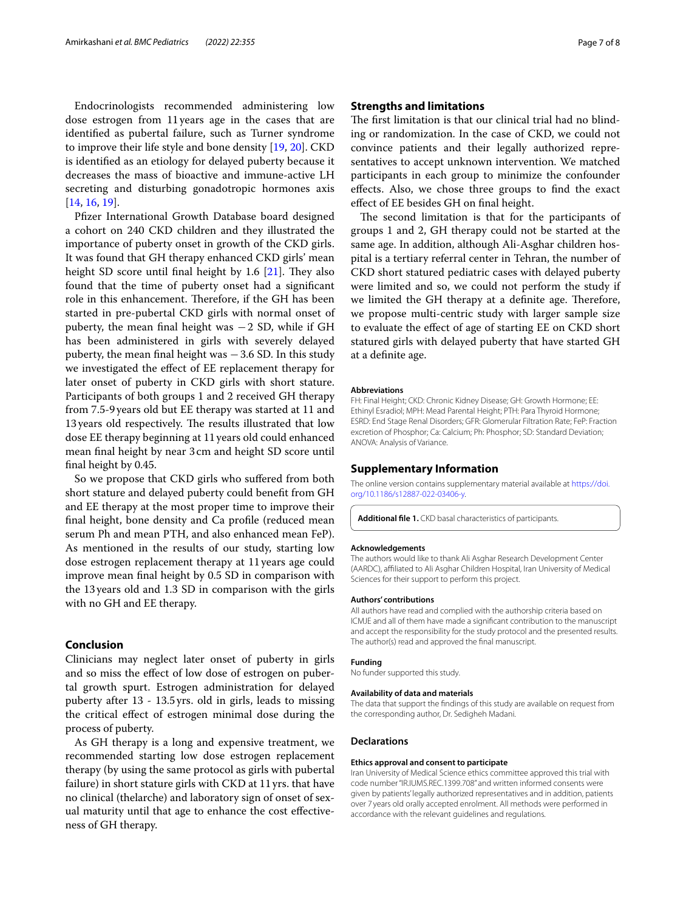Endocrinologists recommended administering low dose estrogen from 11 years age in the cases that are identified as pubertal failure, such as Turner syndrome to improve their life style and bone density [19, 20]. CKD is identified as an etiology for delayed puberty because it decreases the mass of bioactive and immune-active LH secreting and disturbing gonadotropic hormones axis [14, 16, 19].

Pfizer International Growth Database board designed a cohort on 240 CKD children and they illustrated the importance of puberty onset in growth of the CKD girls. It was found that GH therapy enhanced CKD girls' mean height SD score until final height by 1.6 [21]. They also found that the time of puberty onset had a significant role in this enhancement. Therefore, if the GH has been started in pre-pubertal CKD girls with normal onset of puberty, the mean final height was −2 SD, while if GH has been administered in girls with severely delayed puberty, the mean final height was −3.6 SD. In this study we investigated the effect of EE replacement therapy for later onset of puberty in CKD girls with short stature. Participants of both groups 1 and 2 received GH therapy from 7.5-9 years old but EE therapy was started at 11 and 13 years old respectively. The results illustrated that low dose EE therapy beginning at 11 years old could enhanced mean final height by near 3 cm and height SD score until final height by 0.45.

So we propose that CKD girls who suffered from both short stature and delayed puberty could benefit from GH and EE therapy at the most proper time to improve their final height, bone density and Ca profile (reduced mean serum Ph and mean PTH, and also enhanced mean FeP). As mentioned in the results of our study, starting low dose estrogen replacement therapy at 11 years age could improve mean final height by 0.5 SD in comparison with the 13 years old and 1.3 SD in comparison with the girls with no GH and EE therapy.

## Conclusion

Clinicians may neglect later onset of puberty in girls and so miss the effect of low dose of estrogen on pubertal growth spurt. Estrogen administration for delayed puberty after 13 - 13.5 yrs. old in girls, leads to missing the critical effect of estrogen minimal dose during the process of puberty.

As GH therapy is a long and expensive treatment, we recommended starting low dose estrogen replacement therapy (by using the same protocol as girls with pubertal failure) in short stature girls with CKD at 11 yrs. that have no clinical (thelarche) and laboratory sign of onset of sexual maturity until that age to enhance the cost effectiveness of GH therapy.

## Strengths and limitations

The first limitation is that our clinical trial had no blinding or randomization. In the case of CKD, we could not convince patients and their legally authorized representatives to accept unknown intervention. We matched participants in each group to minimize the confounder effects. Also, we chose three groups to find the exact effect of EE besides GH on final height.

The second limitation is that for the participants of groups 1 and 2, GH therapy could not be started at the same age. In addition, although Ali-Asghar children hospital is a tertiary referral center in Tehran, the number of CKD short statured pediatric cases with delayed puberty were limited and so, we could not perform the study if we limited the GH therapy at a definite age. Therefore, we propose multi-centric study with larger sample size to evaluate the effect of age of starting EE on CKD short statured girls with delayed puberty that have started GH at a definite age.

### Abbreviations

FH: Final Height; CKD: Chronic Kidney Disease; GH: Growth Hormone; EE: Ethinyl Esradiol; MPH: Mead Parental Height; PTH: Para Thyroid Hormone; ESRD: End Stage Renal Disorders; GFR: Glomerular Filtration Rate; FeP: Fraction excretion of Phosphor; Ca: Calcium; Ph: Phosphor; SD: Standard Deviation; ANOVA: Analysis of Variance.

## Supplementary Information

The online version contains supplementary material available at https://doi.org/10.1186/s12887-022-03406-y.

**Additional file 1.** CKD basal characteristics of participants.

### Acknowledgements

The authors would like to thank Ali Asghar Research Development Center (AARDC), affiliated to Ali Asghar Children Hospital, Iran University of Medical Sciences for their support to perform this project.

### Authors' contributions

All authors have read and complied with the authorship criteria based on ICMJE and all of them have made a significant contribution to the manuscript and accept the responsibility for the study protocol and the presented results. The author(s) read and approved the final manuscript.

### Funding

No funder supported this study.

### Availability of data and materials

The data that support the findings of this study are available on request from the corresponding author, Dr. Sedigheh Madani.

## Declarations

### Ethics approval and consent to participate

Iran University of Medical Science ethics committee approved this trial with code number "IR.IUMS.REC.1399.708" and written informed consents were given by patients' legally authorized representatives and in addition, patients over 7 years old orally accepted enrolment. All methods were performed in accordance with the relevant guidelines and regulations.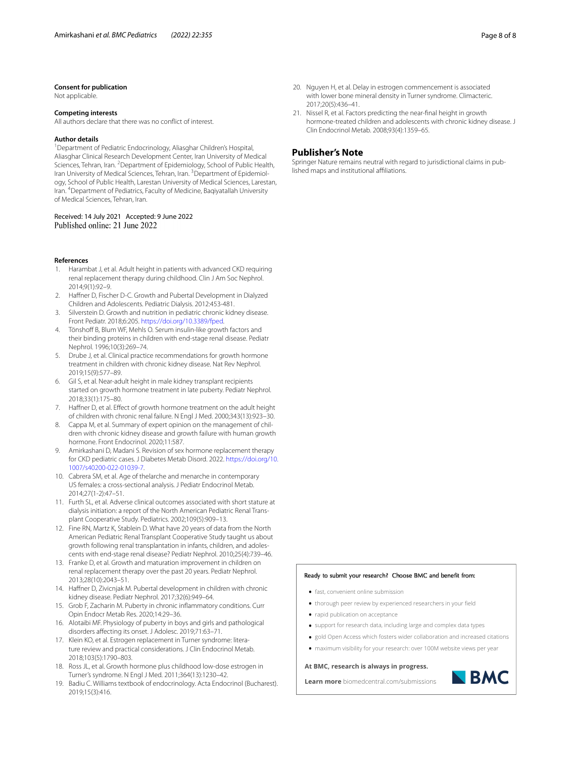### Consent for publication

Not applicable.

### Competing interests

All authors declare that there was no conflict of interest.

### Author details

[1]Department of Pediatric Endocrinology, Aliasghar Children's Hospital, Aliasghar Clinical Research Development Center, Iran University of Medical Sciences, Tehran, Iran. [2]Department of Epidemiology, School of Public Health, Iran University of Medical Sciences, Tehran, Iran. [3]Department of Epidemiology, School of Public Health, Larestan University of Medical Sciences, Larestan, Iran. [4]Department of Pediatrics, Faculty of Medicine, Baqiyatallah University of Medical Sciences, Tehran, Iran.

Received: 14 July 2021 Accepted: 9 June 2022
Published online: 21 June 2022

### References

1. Harambat J, et al. Adult height in patients with advanced CKD requiring renal replacement therapy during childhood. Clin J Am Soc Nephrol. 2014;9(1):92–9.
2. Haffner D, Fischer D-C. Growth and Pubertal Development in Dialyzed Children and Adolescents. Pediatric Dialysis. 2012:453-481.
3. Silverstein D. Growth and nutrition in pediatric chronic kidney disease. Front Pediatr. 2018;6:205. https://doi.org/10.3389/fped.
4. Tönshoff B, Blum WF, Mehls O. Serum insulin-like growth factors and their binding proteins in children with end-stage renal disease. Pediatr Nephrol. 1996;10(3):269–74.
5. Drube J, et al. Clinical practice recommendations for growth hormone treatment in children with chronic kidney disease. Nat Rev Nephrol. 2019;15(9):577–89.
6. Gil S, et al. Near-adult height in male kidney transplant recipients started on growth hormone treatment in late puberty. Pediatr Nephrol. 2018;33(1):175–80.
7. Haffner D, et al. Effect of growth hormone treatment on the adult height of children with chronic renal failure. N Engl J Med. 2000;343(13):923–30.
8. Cappa M, et al. Summary of expert opinion on the management of children with chronic kidney disease and growth failure with human growth hormone. Front Endocrinol. 2020;11:587.
9. Amirkashani D, Madani S. Revision of sex hormone replacement therapy for CKD pediatric cases. J Diabetes Metab Disord. 2022. https://doi.org/10.1007/s40200-022-01039-7.
10. Cabrera SM, et al. Age of thelarche and menarche in contemporary US females: a cross-sectional analysis. J Pediatr Endocrinol Metab. 2014;27(1-2):47–51.
11. Furth SL, et al. Adverse clinical outcomes associated with short stature at dialysis initiation: a report of the North American Pediatric Renal Transplant Cooperative Study. Pediatrics. 2002;109(5):909–13.
12. Fine RN, Martz K, Stablein D. What have 20 years of data from the North American Pediatric Renal Transplant Cooperative Study taught us about growth following renal transplantation in infants, children, and adolescents with end-stage renal disease? Pediatr Nephrol. 2010;25(4):739–46.
13. Franke D, et al. Growth and maturation improvement in children on renal replacement therapy over the past 20 years. Pediatr Nephrol. 2013;28(10):2043–51.
14. Haffner D, Zivicnjak M. Pubertal development in children with chronic kidney disease. Pediatr Nephrol. 2017;32(6):949–64.
15. Grob F, Zacharin M. Puberty in chronic inflammatory conditions. Curr Opin Endocr Metab Res. 2020;14:29–36.
16. Alotaibi MF. Physiology of puberty in boys and girls and pathological disorders affecting its onset. J Adolesc. 2019;71:63–71.
17. Klein KO, et al. Estrogen replacement in Turner syndrome: literature review and practical considerations. J Clin Endocrinol Metab. 2018;103(5):1790–803.
18. Ross JL, et al. Growth hormone plus childhood low-dose estrogen in Turner's syndrome. N Engl J Med. 2011;364(13):1230–42.
19. Badiu C. Williams textbook of endocrinology. Acta Endocrinol (Bucharest). 2019;15(3):416.
20. Nguyen H, et al. Delay in estrogen commencement is associated with lower bone mineral density in Turner syndrome. Climacteric. 2017;20(5):436–41.
21. Nissel R, et al. Factors predicting the near-final height in growth hormone-treated children and adolescents with chronic kidney disease. J Clin Endocrinol Metab. 2008;93(4):1359–65.

## Publisher's Note

Springer Nature remains neutral with regard to jurisdictional claims in published maps and institutional affiliations.

Ready to submit your research? Choose BMC and benefit from:

- fast, convenient online submission
- thorough peer review by experienced researchers in your field
- rapid publication on acceptance
- support for research data, including large and complex data types
- gold Open Access which fosters wider collaboration and increased citations
- maximum visibility for your research: over 100M website views per year

**At BMC, research is always in progress.**

**Learn more** biomedcentral.com/submissions